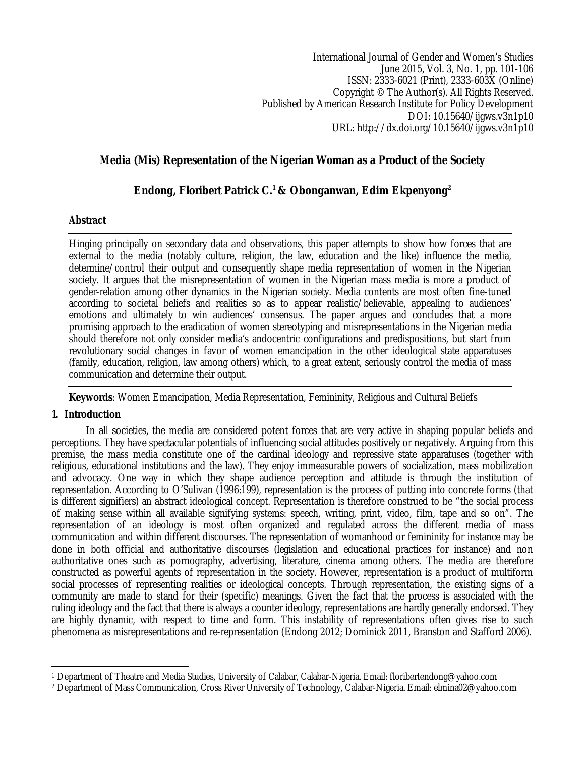International Journal of Gender and Women's Studies
June 2015, Vol. 3, No. 1, pp. 101-106
ISSN: 2333-6021 (Print), 2333-603X (Online)
Copyright © The Author(s). All Rights Reserved.
Published by American Research Institute for Policy Development
DOI: 10.15640/ijgws.v3n1p10
URL: http://dx.doi.org/10.15640/ijgws.v3n1p10

# Media (Mis) Representation of the Nigerian Woman as a Product of the Society

**Endong, Floribert Patrick C.[1] & Obonganwan, Edim Ekpenyong[2]**

## Abstract

Hinging principally on secondary data and observations, this paper attempts to show how forces that are external to the media (notably culture, religion, the law, education and the like) influence the media, determine/control their output and consequently shape media representation of women in the Nigerian society. It argues that the misrepresentation of women in the Nigerian mass media is more a product of gender-relation among other dynamics in the Nigerian society. Media contents are most often fine-tuned according to societal beliefs and realities so as to appear realistic/believable, appealing to audiences' emotions and ultimately to win audiences' consensus. The paper argues and concludes that a more promising approach to the eradication of women stereotyping and misrepresentations in the Nigerian media should therefore not only consider media's andocentric configurations and predispositions, but start from revolutionary social changes in favor of women emancipation in the other ideological state apparatuses (family, education, religion, law among others) which, to a great extent, seriously control the media of mass communication and determine their output.

**Keywords**: Women Emancipation, Media Representation, Femininity, Religious and Cultural Beliefs

## 1. Introduction

In all societies, the media are considered potent forces that are very active in shaping popular beliefs and perceptions. They have spectacular potentials of influencing social attitudes positively or negatively. Arguing from this premise, the mass media constitute one of the cardinal ideology and repressive state apparatuses (together with religious, educational institutions and the law). They enjoy immeasurable powers of socialization, mass mobilization and advocacy. One way in which they shape audience perception and attitude is through the institution of representation. According to O'Sulivan (1996:199), representation is the process of putting into concrete forms (that is different signifiers) an abstract ideological concept. Representation is therefore construed to be "the social process of making sense within all available signifying systems: speech, writing, print, video, film, tape and so on". The representation of an ideology is most often organized and regulated across the different media of mass communication and within different discourses. The representation of womanhood or femininity for instance may be done in both official and authoritative discourses (legislation and educational practices for instance) and non authoritative ones such as pornography, advertising, literature, cinema among others. The media are therefore constructed as powerful agents of representation in the society. However, representation is a product of multiform social processes of representing realities or ideological concepts. Through representation, the existing signs of a community are made to stand for their (specific) meanings. Given the fact that the process is associated with the ruling ideology and the fact that there is always a counter ideology, representations are hardly generally endorsed. They are highly dynamic, with respect to time and form. This instability of representations often gives rise to such phenomena as misrepresentations and re-representation (Endong 2012; Dominick 2011, Branston and Stafford 2006).

---

[1] Department of Theatre and Media Studies, University of Calabar, Calabar-Nigeria. Email: floribertendong@yahoo.com

[2] Department of Mass Communication, Cross River University of Technology, Calabar-Nigeria. Email: elmina02@yahoo.com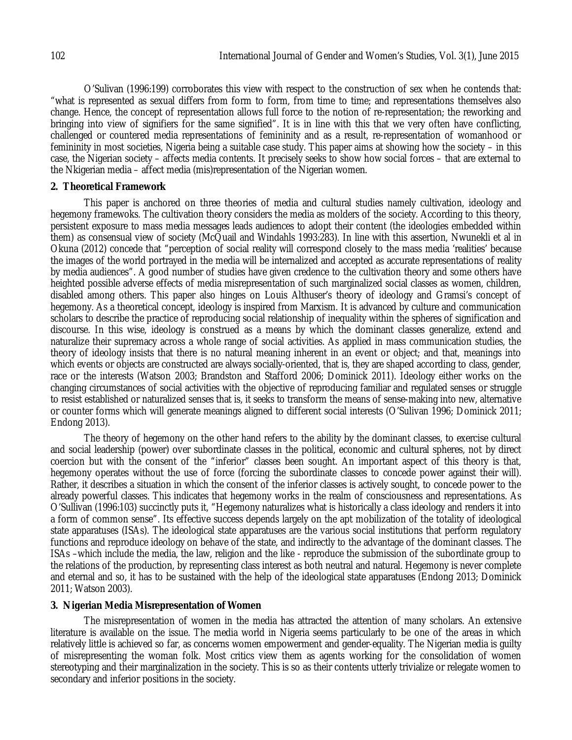O'Sulivan (1996:199) corroborates this view with respect to the construction of sex when he contends that: "what is represented as sexual differs from form to form, from time to time; and representations themselves also change. Hence, the concept of representation allows full force to the notion of re-representation; the reworking and bringing into view of signifiers for the same signified". It is in line with this that we very often have conflicting, challenged or countered media representations of femininity and as a result, re-representation of womanhood or femininity in most societies, Nigeria being a suitable case study. This paper aims at showing how the society – in this case, the Nigerian society – affects media contents. It precisely seeks to show how social forces – that are external to the Nkigerian media – affect media (mis)representation of the Nigerian women.

## 2. Theoretical Framework

This paper is anchored on three theories of media and cultural studies namely cultivation, ideology and hegemony framewoks. The cultivation theory considers the media as molders of the society. According to this theory, persistent exposure to mass media messages leads audiences to adopt their content (the ideologies embedded within them) as consensual view of society (McQuail and Windahls 1993:283). In line with this assertion, Nwunekli et al in Okuna (2012) concede that "perception of social reality will correspond closely to the mass media 'realities' because the images of the world portrayed in the media will be internalized and accepted as accurate representations of reality by media audiences". A good number of studies have given credence to the cultivation theory and some others have heighted possible adverse effects of media misrepresentation of such marginalized social classes as women, children, disabled among others. This paper also hinges on Louis Althuser's theory of ideology and Gramsi's concept of hegemony. As a theoretical concept, ideology is inspired from Marxism. It is advanced by culture and communication scholars to describe the practice of reproducing social relationship of inequality within the spheres of signification and discourse. In this wise, ideology is construed as a means by which the dominant classes generalize, extend and naturalize their supremacy across a whole range of social activities. As applied in mass communication studies, the theory of ideology insists that there is no natural meaning inherent in an event or object; and that, meanings into which events or objects are constructed are always socially-oriented, that is, they are shaped according to class, gender, race or the interests (Watson 2003; Brandston and Stafford 2006; Dominick 2011). Ideology either works on the changing circumstances of social activities with the objective of reproducing familiar and regulated senses or struggle to resist established or naturalized senses that is, it seeks to transform the means of sense-making into new, alternative or counter forms which will generate meanings aligned to different social interests (O'Sulivan 1996; Dominick 2011; Endong 2013).

The theory of hegemony on the other hand refers to the ability by the dominant classes, to exercise cultural and social leadership (power) over subordinate classes in the political, economic and cultural spheres, not by direct coercion but with the consent of the "inferior" classes been sought. An important aspect of this theory is that, hegemony operates without the use of force (forcing the subordinate classes to concede power against their will). Rather, it describes a situation in which the consent of the inferior classes is actively sought, to concede power to the already powerful classes. This indicates that hegemony works in the realm of consciousness and representations. As O'Sullivan (1996:103) succinctly puts it, "Hegemony naturalizes what is historically a class ideology and renders it into a form of common sense". Its effective success depends largely on the apt mobilization of the totality of ideological state apparatuses (ISAs). The ideological state apparatuses are the various social institutions that perform regulatory functions and reproduce ideology on behave of the state, and indirectly to the advantage of the dominant classes. The ISAs –which include the media, the law, religion and the like - reproduce the submission of the subordinate group to the relations of the production, by representing class interest as both neutral and natural. Hegemony is never complete and eternal and so, it has to be sustained with the help of the ideological state apparatuses (Endong 2013; Dominick 2011; Watson 2003).

## 3. Nigerian Media Misrepresentation of Women

The misrepresentation of women in the media has attracted the attention of many scholars. An extensive literature is available on the issue. The media world in Nigeria seems particularly to be one of the areas in which relatively little is achieved so far, as concerns women empowerment and gender-equality. The Nigerian media is guilty of misrepresenting the woman folk. Most critics view them as agents working for the consolidation of women stereotyping and their marginalization in the society. This is so as their contents utterly trivialize or relegate women to secondary and inferior positions in the society.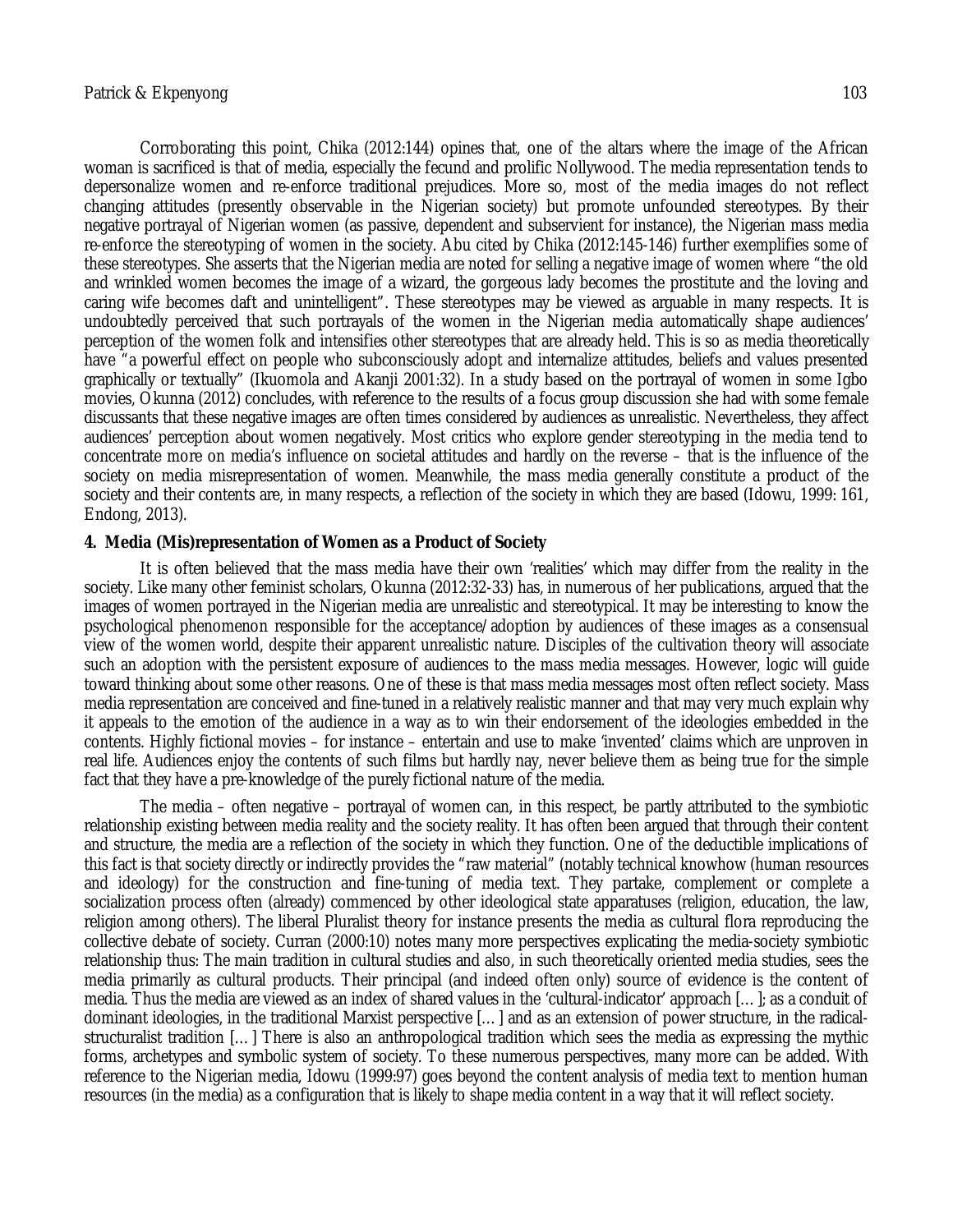Corroborating this point, Chika (2012:144) opines that, one of the altars where the image of the African woman is sacrificed is that of media, especially the fecund and prolific Nollywood. The media representation tends to depersonalize women and re-enforce traditional prejudices. More so, most of the media images do not reflect changing attitudes (presently observable in the Nigerian society) but promote unfounded stereotypes. By their negative portrayal of Nigerian women (as passive, dependent and subservient for instance), the Nigerian mass media re-enforce the stereotyping of women in the society. Abu cited by Chika (2012:145-146) further exemplifies some of these stereotypes. She asserts that the Nigerian media are noted for selling a negative image of women where "the old and wrinkled women becomes the image of a wizard, the gorgeous lady becomes the prostitute and the loving and caring wife becomes daft and unintelligent". These stereotypes may be viewed as arguable in many respects. It is undoubtedly perceived that such portrayals of the women in the Nigerian media automatically shape audiences' perception of the women folk and intensifies other stereotypes that are already held. This is so as media theoretically have "a powerful effect on people who subconsciously adopt and internalize attitudes, beliefs and values presented graphically or textually" (Ikuomola and Akanji 2001:32). In a study based on the portrayal of women in some Igbo movies, Okunna (2012) concludes, with reference to the results of a focus group discussion she had with some female discussants that these negative images are often times considered by audiences as unrealistic. Nevertheless, they affect audiences' perception about women negatively. Most critics who explore gender stereotyping in the media tend to concentrate more on media's influence on societal attitudes and hardly on the reverse – that is the influence of the society on media misrepresentation of women. Meanwhile, the mass media generally constitute a product of the society and their contents are, in many respects, a reflection of the society in which they are based (Idowu, 1999: 161, Endong, 2013).

## 4. Media (Mis)representation of Women as a Product of Society

It is often believed that the mass media have their own 'realities' which may differ from the reality in the society. Like many other feminist scholars, Okunna (2012:32-33) has, in numerous of her publications, argued that the images of women portrayed in the Nigerian media are unrealistic and stereotypical. It may be interesting to know the psychological phenomenon responsible for the acceptance/adoption by audiences of these images as a consensual view of the women world, despite their apparent unrealistic nature. Disciples of the cultivation theory will associate such an adoption with the persistent exposure of audiences to the mass media messages. However, logic will guide toward thinking about some other reasons. One of these is that mass media messages most often reflect society. Mass media representation are conceived and fine-tuned in a relatively realistic manner and that may very much explain why it appeals to the emotion of the audience in a way as to win their endorsement of the ideologies embedded in the contents. Highly fictional movies – for instance – entertain and use to make 'invented' claims which are unproven in real life. Audiences enjoy the contents of such films but hardly nay, never believe them as being true for the simple fact that they have a pre-knowledge of the purely fictional nature of the media.

The media – often negative – portrayal of women can, in this respect, be partly attributed to the symbiotic relationship existing between media reality and the society reality. It has often been argued that through their content and structure, the media are a reflection of the society in which they function. One of the deductible implications of this fact is that society directly or indirectly provides the "raw material" (notably technical knowhow (human resources and ideology) for the construction and fine-tuning of media text. They partake, complement or complete a socialization process often (already) commenced by other ideological state apparatuses (religion, education, the law, religion among others). The liberal Pluralist theory for instance presents the media as cultural flora reproducing the collective debate of society. Curran (2000:10) notes many more perspectives explicating the media-society symbiotic relationship thus: The main tradition in cultural studies and also, in such theoretically oriented media studies, sees the media primarily as cultural products. Their principal (and indeed often only) source of evidence is the content of media. Thus the media are viewed as an index of shared values in the 'cultural-indicator' approach [...]; as a conduit of dominant ideologies, in the traditional Marxist perspective [...] and as an extension of power structure, in the radical-structuralist tradition [...] There is also an anthropological tradition which sees the media as expressing the mythic forms, archetypes and symbolic system of society. To these numerous perspectives, many more can be added. With reference to the Nigerian media, Idowu (1999:97) goes beyond the content analysis of media text to mention human resources (in the media) as a configuration that is likely to shape media content in a way that it will reflect society.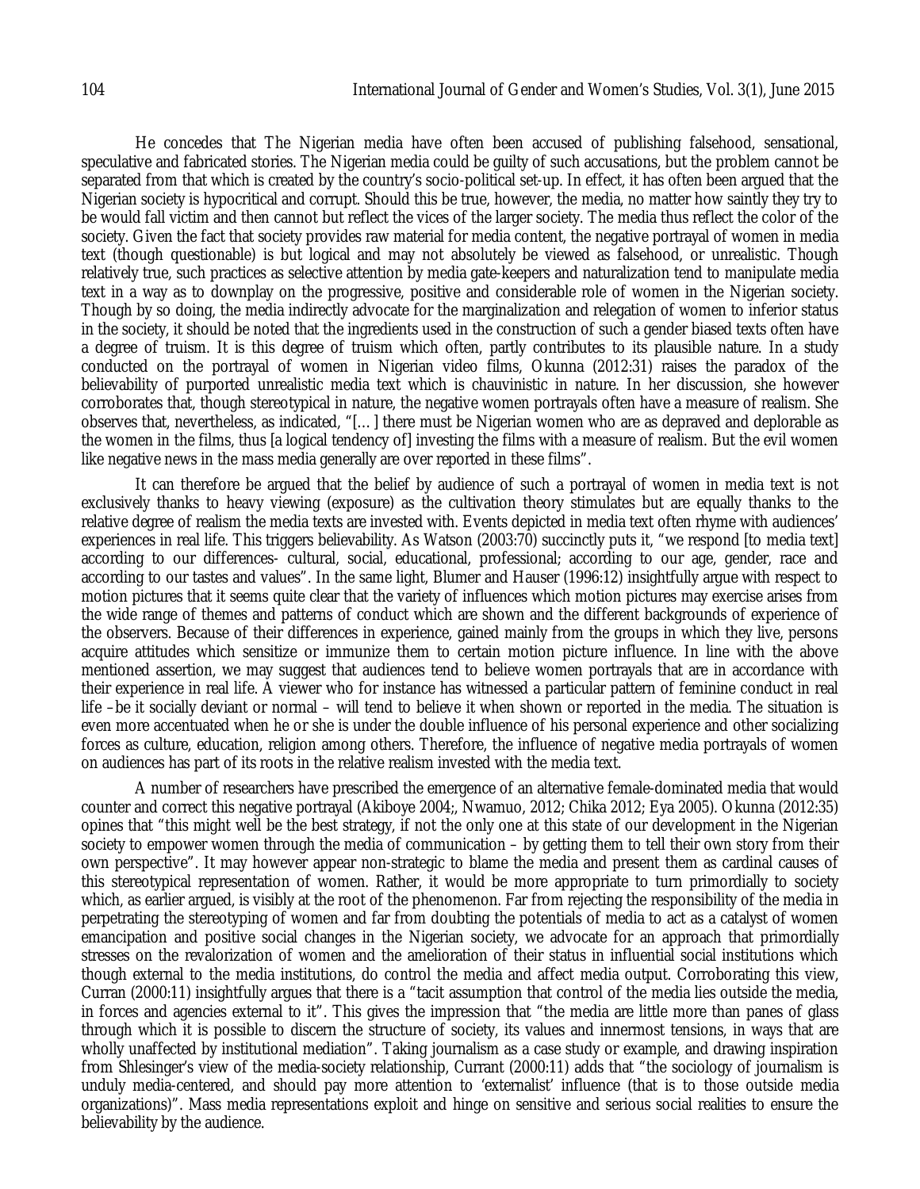He concedes that The Nigerian media have often been accused of publishing falsehood, sensational, speculative and fabricated stories. The Nigerian media could be guilty of such accusations, but the problem cannot be separated from that which is created by the country's socio-political set-up. In effect, it has often been argued that the Nigerian society is hypocritical and corrupt. Should this be true, however, the media, no matter how saintly they try to be would fall victim and then cannot but reflect the vices of the larger society. The media thus reflect the color of the society. Given the fact that society provides raw material for media content, the negative portrayal of women in media text (though questionable) is but logical and may not absolutely be viewed as falsehood, or unrealistic. Though relatively true, such practices as selective attention by media gate-keepers and naturalization tend to manipulate media text in a way as to downplay on the progressive, positive and considerable role of women in the Nigerian society. Though by so doing, the media indirectly advocate for the marginalization and relegation of women to inferior status in the society, it should be noted that the ingredients used in the construction of such a gender biased texts often have a degree of truism. It is this degree of truism which often, partly contributes to its plausible nature. In a study conducted on the portrayal of women in Nigerian video films, Okunna (2012:31) raises the paradox of the believability of purported unrealistic media text which is chauvinistic in nature. In her discussion, she however corroborates that, though stereotypical in nature, the negative women portrayals often have a measure of realism. She observes that, nevertheless, as indicated, "[…] there must be Nigerian women who are as depraved and deplorable as the women in the films, thus [a logical tendency of] investing the films with a measure of realism. But the evil women like negative news in the mass media generally are over reported in these films".

It can therefore be argued that the belief by audience of such a portrayal of women in media text is not exclusively thanks to heavy viewing (exposure) as the cultivation theory stimulates but are equally thanks to the relative degree of realism the media texts are invested with. Events depicted in media text often rhyme with audiences' experiences in real life. This triggers believability. As Watson (2003:70) succinctly puts it, "we respond [to media text] according to our differences- cultural, social, educational, professional; according to our age, gender, race and according to our tastes and values". In the same light, Blumer and Hauser (1996:12) insightfully argue with respect to motion pictures that it seems quite clear that the variety of influences which motion pictures may exercise arises from the wide range of themes and patterns of conduct which are shown and the different backgrounds of experience of the observers. Because of their differences in experience, gained mainly from the groups in which they live, persons acquire attitudes which sensitize or immunize them to certain motion picture influence. In line with the above mentioned assertion, we may suggest that audiences tend to believe women portrayals that are in accordance with their experience in real life. A viewer who for instance has witnessed a particular pattern of feminine conduct in real life –be it socially deviant or normal – will tend to believe it when shown or reported in the media. The situation is even more accentuated when he or she is under the double influence of his personal experience and other socializing forces as culture, education, religion among others. Therefore, the influence of negative media portrayals of women on audiences has part of its roots in the relative realism invested with the media text.

A number of researchers have prescribed the emergence of an alternative female-dominated media that would counter and correct this negative portrayal (Akiboye 2004;, Nwamuo, 2012; Chika 2012; Eya 2005). Okunna (2012:35) opines that "this might well be the best strategy, if not the only one at this state of our development in the Nigerian society to empower women through the media of communication – by getting them to tell their own story from their own perspective". It may however appear non-strategic to blame the media and present them as cardinal causes of this stereotypical representation of women. Rather, it would be more appropriate to turn primordially to society which, as earlier argued, is visibly at the root of the phenomenon. Far from rejecting the responsibility of the media in perpetrating the stereotyping of women and far from doubting the potentials of media to act as a catalyst of women emancipation and positive social changes in the Nigerian society, we advocate for an approach that primordially stresses on the revalorization of women and the amelioration of their status in influential social institutions which though external to the media institutions, do control the media and affect media output. Corroborating this view, Curran (2000:11) insightfully argues that there is a "tacit assumption that control of the media lies outside the media, in forces and agencies external to it". This gives the impression that "the media are little more than panes of glass through which it is possible to discern the structure of society, its values and innermost tensions, in ways that are wholly unaffected by institutional mediation". Taking journalism as a case study or example, and drawing inspiration from Shlesinger's view of the media-society relationship, Currant (2000:11) adds that "the sociology of journalism is unduly media-centered, and should pay more attention to 'externalist' influence (that is to those outside media organizations)". Mass media representations exploit and hinge on sensitive and serious social realities to ensure the believability by the audience.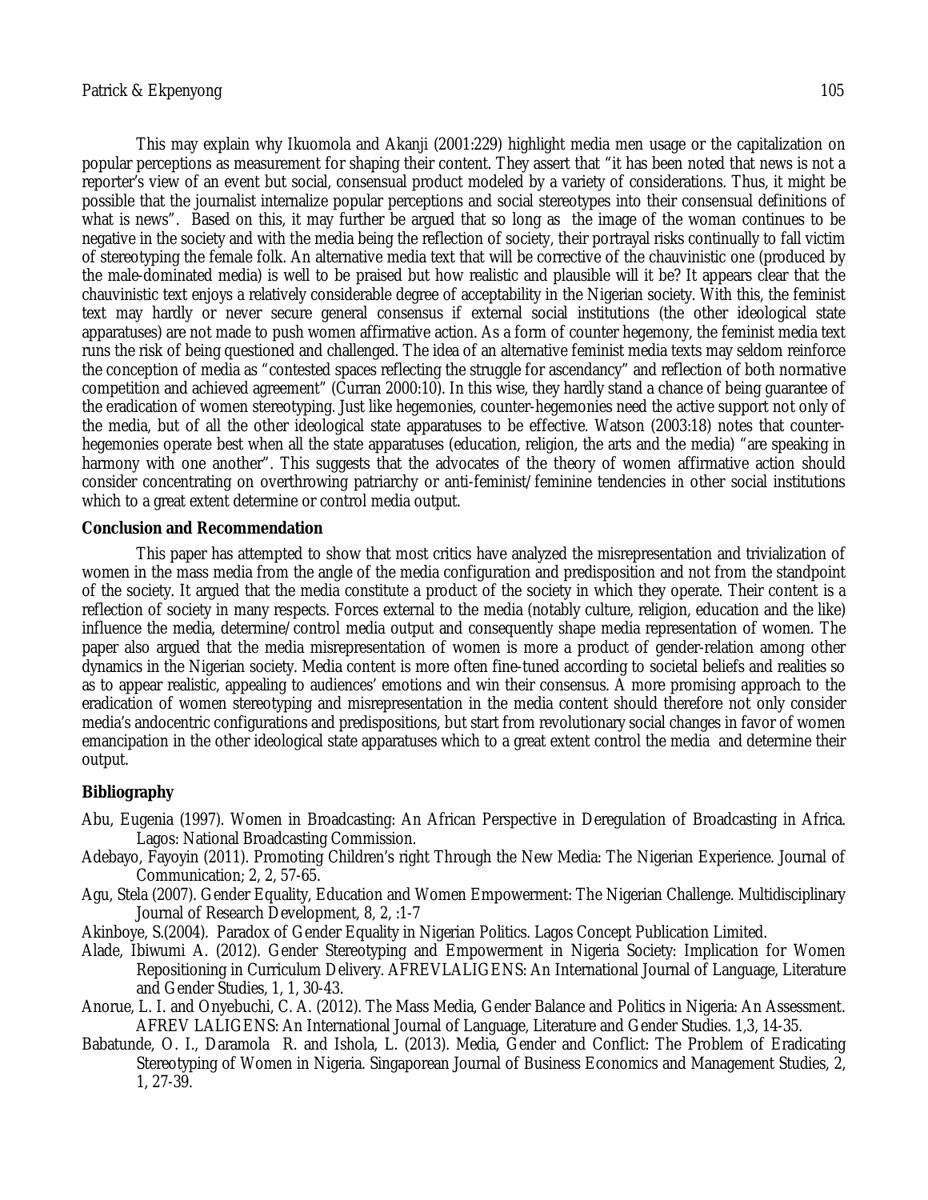This may explain why Ikuomola and Akanji (2001:229) highlight media men usage or the capitalization on popular perceptions as measurement for shaping their content. They assert that "it has been noted that news is not a reporter's view of an event but social, consensual product modeled by a variety of considerations. Thus, it might be possible that the journalist internalize popular perceptions and social stereotypes into their consensual definitions of what is news". Based on this, it may further be argued that so long as the image of the woman continues to be negative in the society and with the media being the reflection of society, their portrayal risks continually to fall victim of stereotyping the female folk. An alternative media text that will be corrective of the chauvinistic one (produced by the male-dominated media) is well to be praised but how realistic and plausible will it be? It appears clear that the chauvinistic text enjoys a relatively considerable degree of acceptability in the Nigerian society. With this, the feminist text may hardly or never secure general consensus if external social institutions (the other ideological state apparatuses) are not made to push women affirmative action. As a form of counter hegemony, the feminist media text runs the risk of being questioned and challenged. The idea of an alternative feminist media texts may seldom reinforce the conception of media as "contested spaces reflecting the struggle for ascendancy" and reflection of both normative competition and achieved agreement" (Curran 2000:10). In this wise, they hardly stand a chance of being guarantee of the eradication of women stereotyping. Just like hegemonies, counter-hegemonies need the active support not only of the media, but of all the other ideological state apparatuses to be effective. Watson (2003:18) notes that counter-hegemonies operate best when all the state apparatuses (education, religion, the arts and the media) "are speaking in harmony with one another". This suggests that the advocates of the theory of women affirmative action should consider concentrating on overthrowing patriarchy or anti-feminist/feminine tendencies in other social institutions which to a great extent determine or control media output.

**Conclusion and Recommendation**

This paper has attempted to show that most critics have analyzed the misrepresentation and trivialization of women in the mass media from the angle of the media configuration and predisposition and not from the standpoint of the society. It argued that the media constitute a product of the society in which they operate. Their content is a reflection of society in many respects. Forces external to the media (notably culture, religion, education and the like) influence the media, determine/control media output and consequently shape media representation of women. The paper also argued that the media misrepresentation of women is more a product of gender-relation among other dynamics in the Nigerian society. Media content is more often fine-tuned according to societal beliefs and realities so as to appear realistic, appealing to audiences' emotions and win their consensus. A more promising approach to the eradication of women stereotyping and misrepresentation in the media content should therefore not only consider media's andocentric configurations and predispositions, but start from revolutionary social changes in favor of women emancipation in the other ideological state apparatuses which to a great extent control the media and determine their output.

**Bibliography**

Abu, Eugenia (1997). Women in Broadcasting: An African Perspective in Deregulation of Broadcasting in Africa. Lagos: National Broadcasting Commission.

Adebayo, Fayoyin (2011). Promoting Children's right Through the New Media: The Nigerian Experience. Journal of Communication; 2, 2, 57-65.

Agu, Stela (2007). Gender Equality, Education and Women Empowerment: The Nigerian Challenge. Multidisciplinary Journal of Research Development, 8, 2, :1-7

Akinboye, S.(2004). Paradox of Gender Equality in Nigerian Politics. Lagos Concept Publication Limited.

Alade, Ibiwumi A. (2012). Gender Stereotyping and Empowerment in Nigeria Society: Implication for Women Repositioning in Curriculum Delivery. AFREVLALIGENS: An International Journal of Language, Literature and Gender Studies, 1, 1, 30-43.

Anorue, L. I. and Onyebuchi, C. A. (2012). The Mass Media, Gender Balance and Politics in Nigeria: An Assessment. AFREV LALIGENS: An International Journal of Language, Literature and Gender Studies. 1,3, 14-35.

Babatunde, O. I., Daramola R. and Ishola, L. (2013). Media, Gender and Conflict: The Problem of Eradicating Stereotyping of Women in Nigeria. Singaporean Journal of Business Economics and Management Studies, 2, 1, 27-39.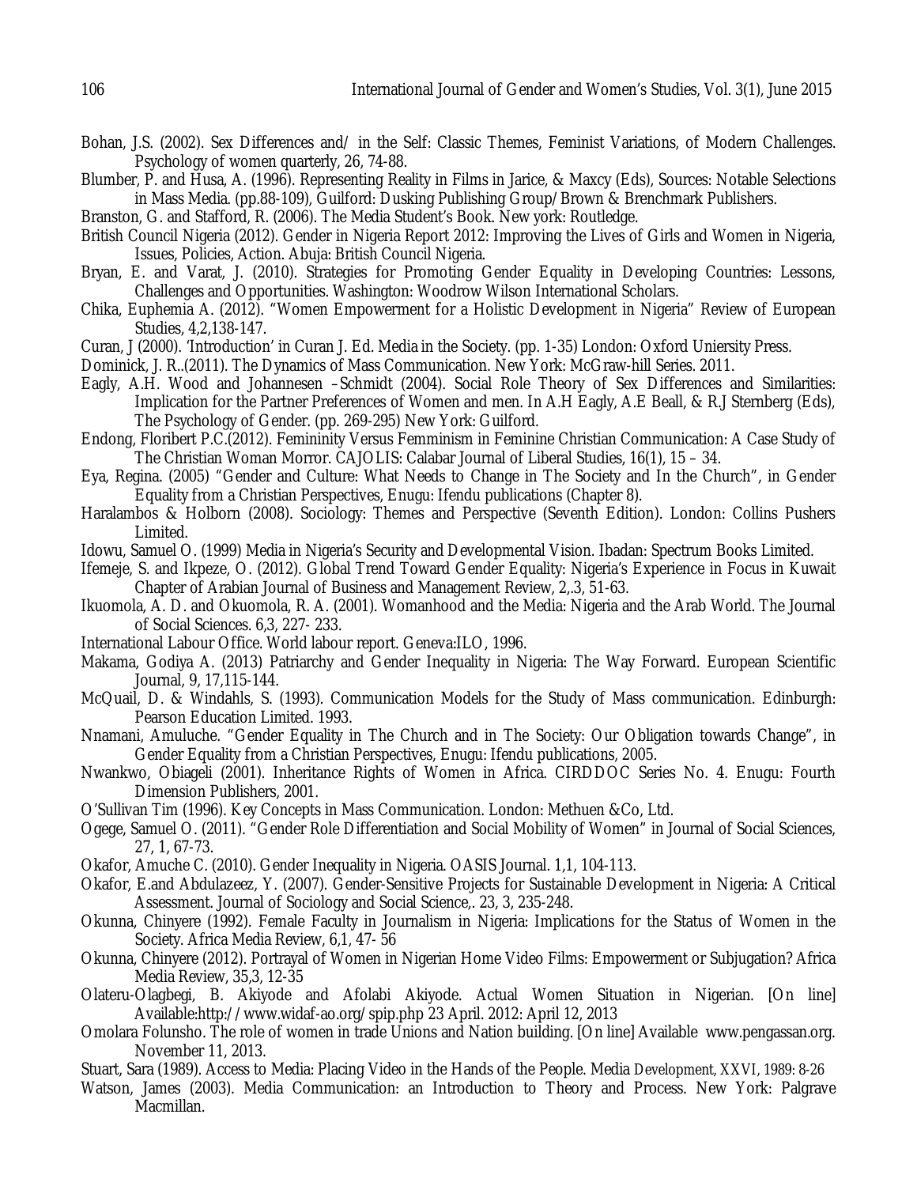Bohan, J.S. (2002). Sex Differences and/ in the Self: Classic Themes, Feminist Variations, of Modern Challenges. Psychology of women quarterly, 26, 74-88.

Blumber, P. and Husa, A. (1996). Representing Reality in Films in Jarice, & Maxcy (Eds), Sources: Notable Selections in Mass Media. (pp.88-109), Guilford: Dusking Publishing Group/Brown & Brenchmark Publishers.

Branston, G. and Stafford, R. (2006). The Media Student's Book. New york: Routledge.

British Council Nigeria (2012). Gender in Nigeria Report 2012: Improving the Lives of Girls and Women in Nigeria, Issues, Policies, Action. Abuja: British Council Nigeria.

Bryan, E. and Varat, J. (2010). Strategies for Promoting Gender Equality in Developing Countries: Lessons, Challenges and Opportunities. Washington: Woodrow Wilson International Scholars.

Chika, Euphemia A. (2012). "Women Empowerment for a Holistic Development in Nigeria" Review of European Studies, 4,2,138-147.

Curan, J (2000). 'Introduction' in Curan J. Ed. Media in the Society. (pp. 1-35) London: Oxford Uniersity Press.

Dominick, J. R..(2011). The Dynamics of Mass Communication. New York: McGraw-hill Series. 2011.

Eagly, A.H. Wood and Johannesen –Schmidt (2004). Social Role Theory of Sex Differences and Similarities: Implication for the Partner Preferences of Women and men. In A.H Eagly, A.E Beall, & R.J Sternberg (Eds), The Psychology of Gender. (pp. 269-295) New York: Guilford.

Endong, Floribert P.C.(2012). Femininity Versus Femminism in Feminine Christian Communication: A Case Study of The Christian Woman Morror. CAJOLIS: Calabar Journal of Liberal Studies, 16(1), 15 – 34.

Eya, Regina. (2005) "Gender and Culture: What Needs to Change in The Society and In the Church", in Gender Equality from a Christian Perspectives, Enugu: Ifendu publications (Chapter 8).

Haralambos & Holborn (2008). Sociology: Themes and Perspective (Seventh Edition). London: Collins Pushers Limited.

Idowu, Samuel O. (1999) Media in Nigeria's Security and Developmental Vision. Ibadan: Spectrum Books Limited.

Ifemeje, S. and Ikpeze, O. (2012). Global Trend Toward Gender Equality: Nigeria's Experience in Focus in Kuwait Chapter of Arabian Journal of Business and Management Review, 2,.3, 51-63.

Ikuomola, A. D. and Okuomola, R. A. (2001). Womanhood and the Media: Nigeria and the Arab World. The Journal of Social Sciences. 6,3, 227- 233.

International Labour Office. World labour report. Geneva:ILO, 1996.

Makama, Godiya A. (2013) Patriarchy and Gender Inequality in Nigeria: The Way Forward. European Scientific Journal, 9, 17,115-144.

McQuail, D. & Windahls, S. (1993). Communication Models for the Study of Mass communication. Edinburgh: Pearson Education Limited. 1993.

Nnamani, Amuluche. "Gender Equality in The Church and in The Society: Our Obligation towards Change", in Gender Equality from a Christian Perspectives, Enugu: Ifendu publications, 2005.

Nwankwo, Obiageli (2001). Inheritance Rights of Women in Africa. CIRDDOC Series No. 4. Enugu: Fourth Dimension Publishers, 2001.

O'Sullivan Tim (1996). Key Concepts in Mass Communication. London: Methuen &Co, Ltd.

Ogege, Samuel O. (2011). "Gender Role Differentiation and Social Mobility of Women" in Journal of Social Sciences, 27, 1, 67-73.

Okafor, Amuche C. (2010). Gender Inequality in Nigeria. OASIS Journal. 1,1, 104-113.

Okafor, E.and Abdulazeez, Y. (2007). Gender-Sensitive Projects for Sustainable Development in Nigeria: A Critical Assessment. Journal of Sociology and Social Science,. 23, 3, 235-248.

Okunna, Chinyere (1992). Female Faculty in Journalism in Nigeria: Implications for the Status of Women in the Society. Africa Media Review, 6,1, 47- 56

Okunna, Chinyere (2012). Portrayal of Women in Nigerian Home Video Films: Empowerment or Subjugation? Africa Media Review, 35,3, 12-35

Olateru-Olagbegi, B. Akiyode and Afolabi Akiyode. Actual Women Situation in Nigerian. [On line] Available:http://www.widaf-ao.org/spip.php 23 April. 2012: April 12, 2013

Omolara Folunsho. The role of women in trade Unions and Nation building. [On line] Available www.pengassan.org. November 11, 2013.

Stuart, Sara (1989). Access to Media: Placing Video in the Hands of the People. Media Development, XXVI, 1989: 8-26

Watson, James (2003). Media Communication: an Introduction to Theory and Process. New York: Palgrave Macmillan.